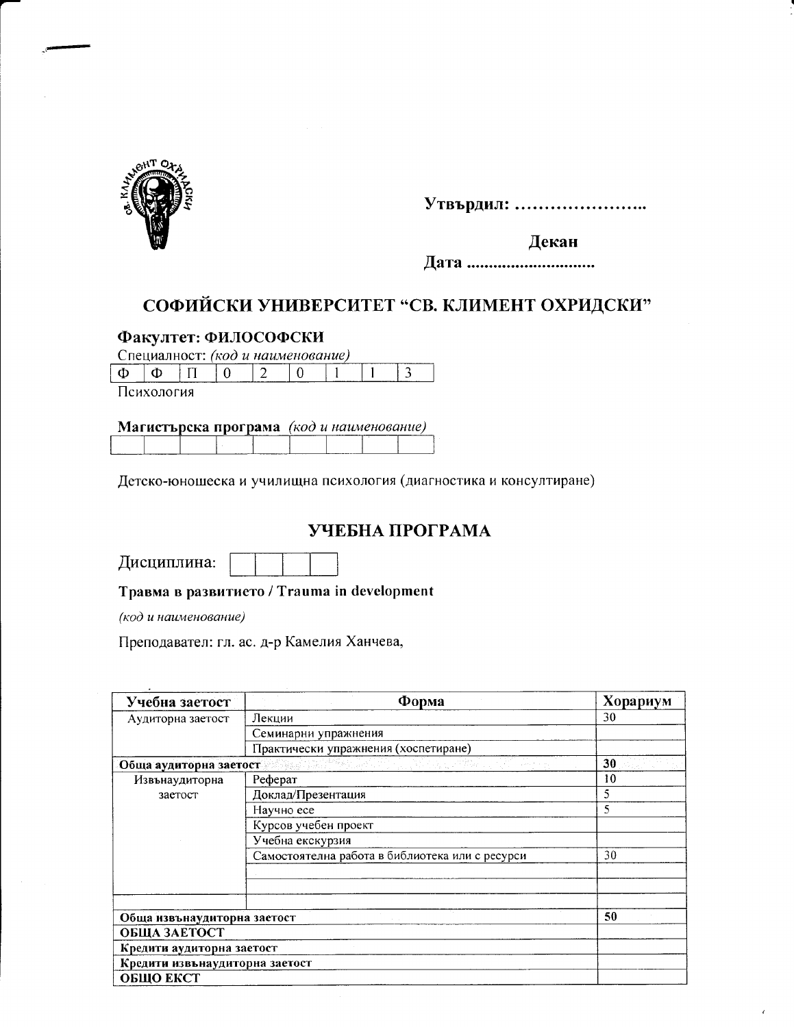Утвърдил: …………………..

Декан

Дата ………………………

## СОФИЙСКИ УНИВЕРСИТЕТ "СВ. КЛИМЕНТ ОХРИДСКИ"

**Факултет: ФИЛОСОФСКИ**

Специалност: *(код и наименование)*

| Ф | Ф | П | 0 | 2 | 0 | 1 | 1 | 3 |
|---|---|---|---|---|---|---|---|---|

Психология

**Магистърска програма** *(код и наименование)*

| | | | | | | | | |
|---|---|---|---|---|---|---|---|---|

Детско-юношеска и училищна психология (диагностика и консултиране)

## УЧЕБНА ПРОГРАМА

Дисциплина:

| | | | |
|---|---|---|---|

**Травма в развитието / Trauma in development**

*(код и наименование)*

Преподавател: гл. ас. д-р Камелия Ханчева,

| Учебна заетост | Форма | Хорариум |
|---|---|---|
| Аудиторна заетост | Лекции | 30 |
| | Семинарни упражнения | |
| | Практически упражнения (хоспетиране) | |
| **Обща аудиторна заетост** | | **30** |
| Извънаудиторна заетост | Реферат | 10 |
| | Доклад/Презентация | 5 |
| | Научно есе | 5 |
| | Курсов учебен проект | |
| | Учебна екскурзия | |
| | Самостоятелна работа в библиотека или с ресурси | 30 |
| | | |
| | | |
| | | |
| **Обща извънаудиторна заетост** | | **50** |
| **ОБЩА ЗАЕТОСТ** | | |
| **Кредити аудиторна заетост** | | |
| **Кредити извънаудиторна заетост** | | |
| **ОБЩО ЕКСТ** | | |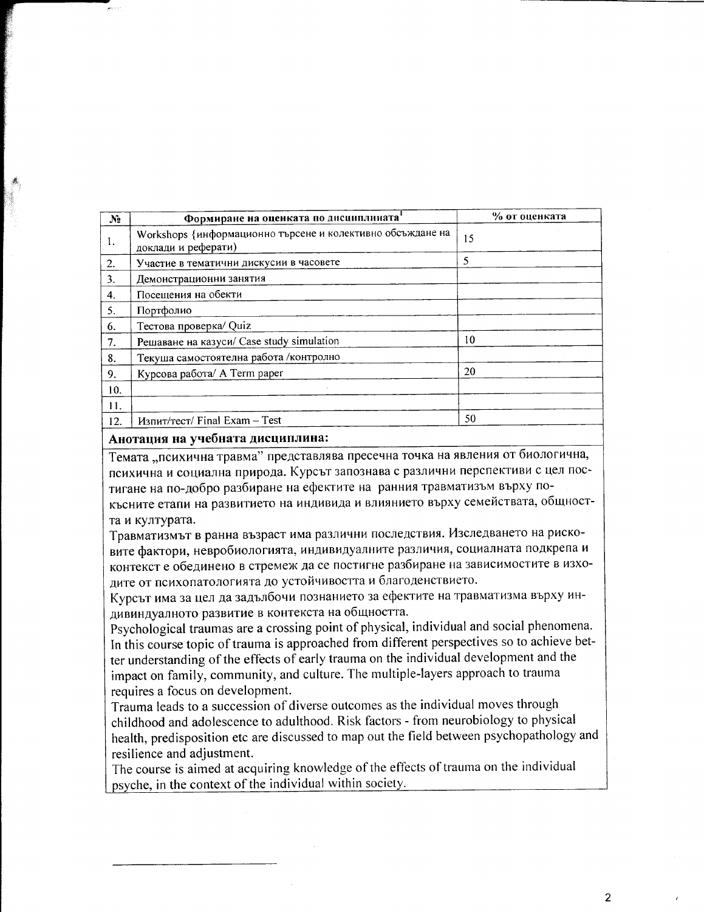| № | Формиране на оценката по дисциплината[1] | % от оценката |
|---|---|---|
| 1. | Workshops {информационно търсене и колективно обсъждане на доклади и реферати) | 15 |
| 2. | Участие в тематични дискусии в часовете | 5 |
| 3. | Демонстрационни занятия | |
| 4. | Посещения на обекти | |
| 5. | Портфолио | |
| 6. | Тестова проверка/ Quiz | |
| 7. | Решаване на казуси/ Case study simulation | 10 |
| 8. | Текуща самостоятелна работа /контролно | |
| 9. | Курсова работа/ A Term paper | 20 |
| 10. | | |
| 11. | | |
| 12. | Изпит/тест/ Final Exam – Test | 50 |

**Анотация на учебната дисциплина:**

Темата „психична травма" представлява пресечна точка на явления от биологична, психична и социална природа. Курсът запознава с различни перспективи с цел постигане на по-добро разбиране на ефектите на ранния травматизъм върху по-късните етапи на развитието на индивида и влиянието върху семейството, общността и културата.

Травматизмът в ранна възраст има различни последствия. Изследването на рисковите фактори, невробиологията, индивидуалните различия, социалната подкрепа и контекст е обединено в стремеж да се постигне разбиране на зависимостите в изходите от психопатологията до устойчивостта и благоденствието.

Курсът има за цел да задълбочи познанието за ефектите на травматизма върху индивидуалното развитие в контекста на общността.

Psychological traumas are a crossing point of physical, individual and social phenomena. In this course topic of trauma is approached from different perspectives so to achieve better understanding of the effects of early trauma on the individual development and the impact on family, community, and culture. The multiple-layers approach to trauma requires a focus on development.

Trauma leads to a succession of diverse outcomes as the individual moves through childhood and adolescence to adulthood. Risk factors - from neurobiology to physical health, predisposition etc are discussed to map out the field between psychopathology and resilience and adjustment.

The course is aimed at acquiring knowledge of the effects of trauma on the individual psyche, in the context of the individual within society.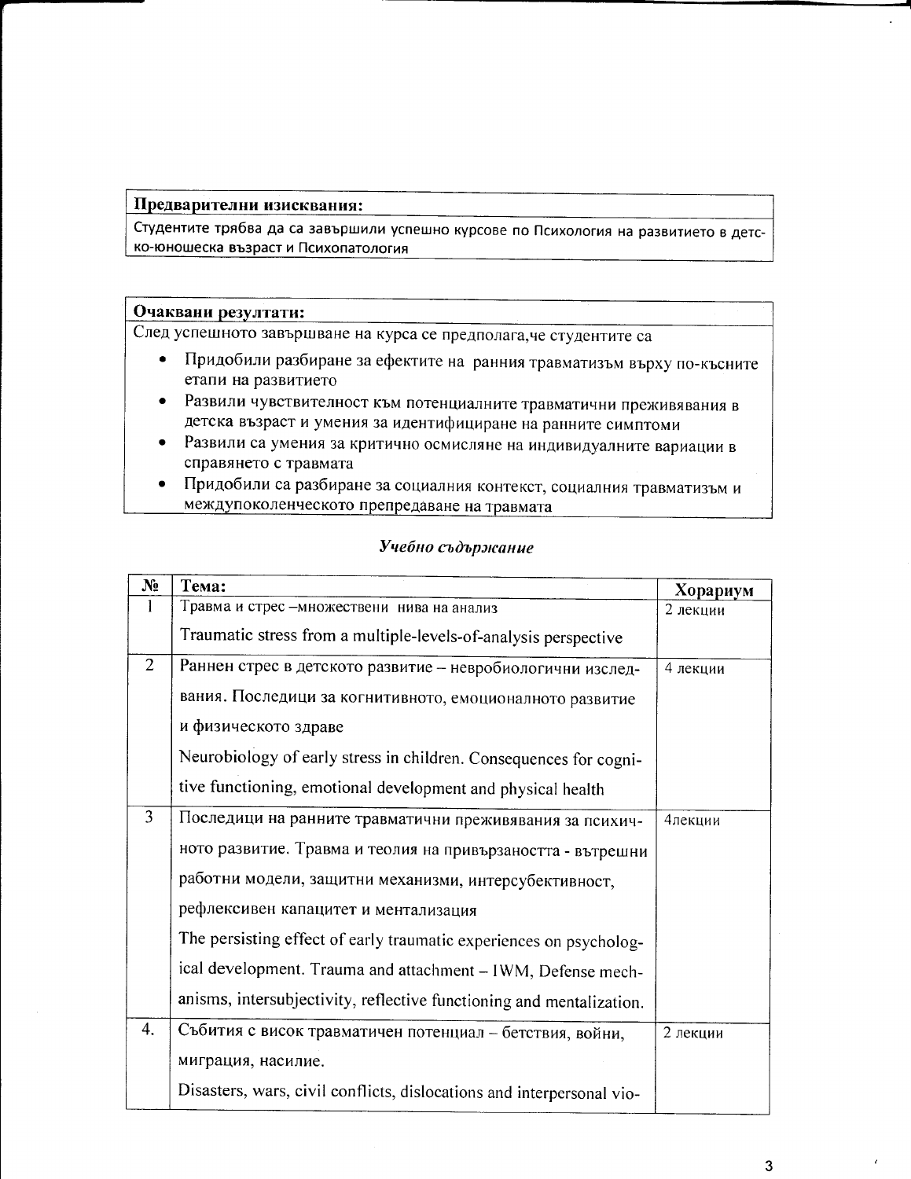| **Предварителни изисквания:** |
|---|
| Студентите трябва да са завършили успешно курсове по Психология на развитието в детско-юношеска възраст и Психопатология |

**Очаквани резултати:**

След успешното завършване на курса се предполага,че студентите са

- Придобили разбиране за ефектите на ранния травматизъм върху по-късните етапи на развитието
- Развили чувствителност към потенциалните травматични преживявания в детска възраст и умения за идентифициране на ранните симптоми
- Развили са умения за критично осмисляне на индивидуалните вариации в справянето с травмата
- Придобили са разбиране за социалния контекст, социалния травматизъм и междупоколенческото препредаване на травмата

*Учебно съдържание*

| № | Тема: | Хорариум |
|---|---|---|
| 1 | Травма и стрес –множествени нива на анализ<br>Traumatic stress from a multiple-levels-of-analysis perspective | 2 лекции |
| 2 | Раннен стрес в детското развитие – невробиологични изследвания. Последици за когнитивното, емоционалното развитие и физическото здраве<br>Neurobiology of early stress in children. Consequences for cognitive functioning, emotional development and physical health | 4 лекции |
| 3 | Последици на ранните травматични преживявания за психичното развитие. Травма и теолия на привързаността - вътрешни работни модели, защитни механизми, интерсубективност, рефлексивен капацитет и ментализация<br>The persisting effect of early traumatic experiences on psychological development. Trauma and attachment – IWM, Defense mechanisms, intersubjectivity, reflective functioning and mentalization. | 4лекции |
| 4. | Събития с висок травматичен потенциал – бетствия, войни, миграция, насилие.<br>Disasters, wars, civil conflicts, dislocations and interpersonal vio- | 2 лекции |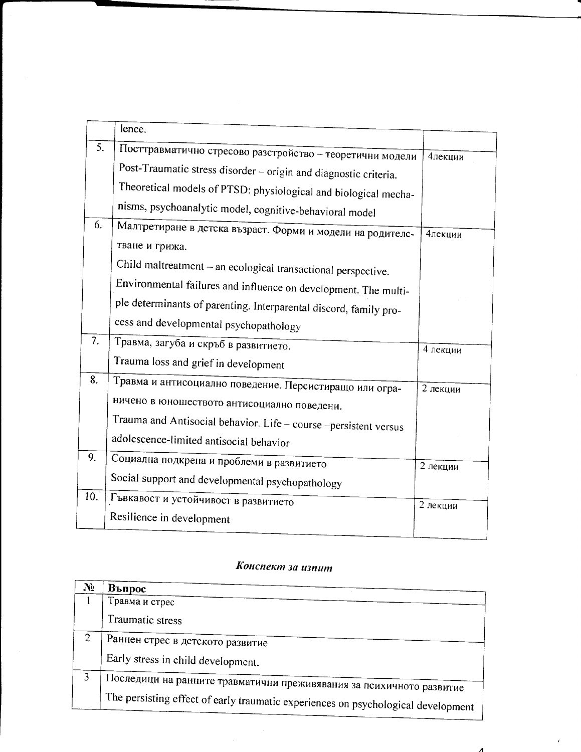|  |  |  |
|---|---|---|
|  | lence. |  |
| 5. | Посттравматично стресово разстройство – теоретични модели<br>Post-Traumatic stress disorder – origin and diagnostic criteria.<br>Theoretical models of PTSD: physiological and biological mechanisms, psychoanalytic model, cognitive-behavioral model | 4лекции |
| 6. | Малтретиране в детска възраст. Форми и модели на родителстване и грижа.<br>Child maltreatment – an ecological transactional perspective.<br>Environmental failures and influence on development. The multiple determinants of parenting. Interparental discord, family process and developmental psychopathology | 4лекции |
| 7. | Травма, загуба и скръб в развитието.<br>Trauma loss and grief in development | 4 лекции |
| 8. | Травма и антисоциално поведение. Персистиращо или ограничено в юношеството антисоциално поведени.<br>Trauma and Antisocial behavior. Life – course –persistent versus adolescence-limited antisocial behavior | 2 лекции |
| 9. | Социална подкрепа и проблеми в развитието<br>Social support and developmental psychopathology | 2 лекции |
| 10. | Гъвкавост и устойчивост в развитието<br>Resilience in development | 2 лекции |

### *Конспект за изпит*

| № | **Въпрос** |
|---|---|
| 1 | Травма и стрес<br>Traumatic stress |
| 2 | Раннен стрес в детското развитие<br>Early stress in child development. |
| 3 | Последици на ранните травматични преживявания за психичното развитие<br>The persisting effect of early traumatic experiences on psychological development |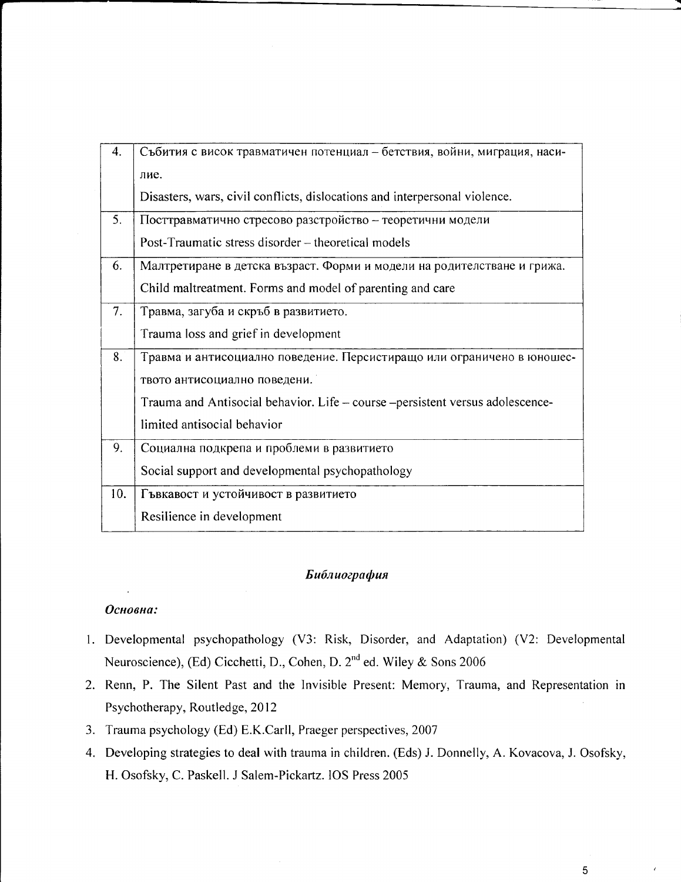| | |
|---|---|
| 4. | Събития с висок травматичен потенциал – бетствия, войни, миграция, насилие.<br>Disasters, wars, civil conflicts, dislocations and interpersonal violence. |
| 5. | Посттравматично стресово разстройство – теоретични модели<br>Post-Traumatic stress disorder – theoretical models |
| 6. | Малтретиране в детска възраст. Форми и модели на родителстване и грижа.<br>Child maltreatment. Forms and model of parenting and care |
| 7. | Травма, загуба и скръб в развитието.<br>Trauma loss and grief in development |
| 8. | Травма и антисоциално поведение. Персистиращо или ограничено в юношеството антисоциално поведени.<br>Trauma and Antisocial behavior. Life – course –persistent versus adolescence-limited antisocial behavior |
| 9. | Социална подкрепа и проблеми в развитието<br>Social support and developmental psychopathology |
| 10. | Гъвкавост и устойчивост в развитието<br>Resilience in development |

## *Библиография*

***Основна:***

1. Developmental psychopathology (V3: Risk, Disorder, and Adaptation) (V2: Developmental Neuroscience), (Ed) Cicchetti, D., Cohen, D. 2nd ed. Wiley & Sons 2006
2. Renn, P. The Silent Past and the Invisible Present: Memory, Trauma, and Representation in Psychotherapy, Routledge, 2012
3. Trauma psychology (Ed) E.K.Carll, Praeger perspectives, 2007
4. Developing strategies to deal with trauma in children. (Eds) J. Donnelly, A. Kovacova, J. Osofsky, H. Osofsky, C. Paskell. J Salem-Pickartz. IOS Press 2005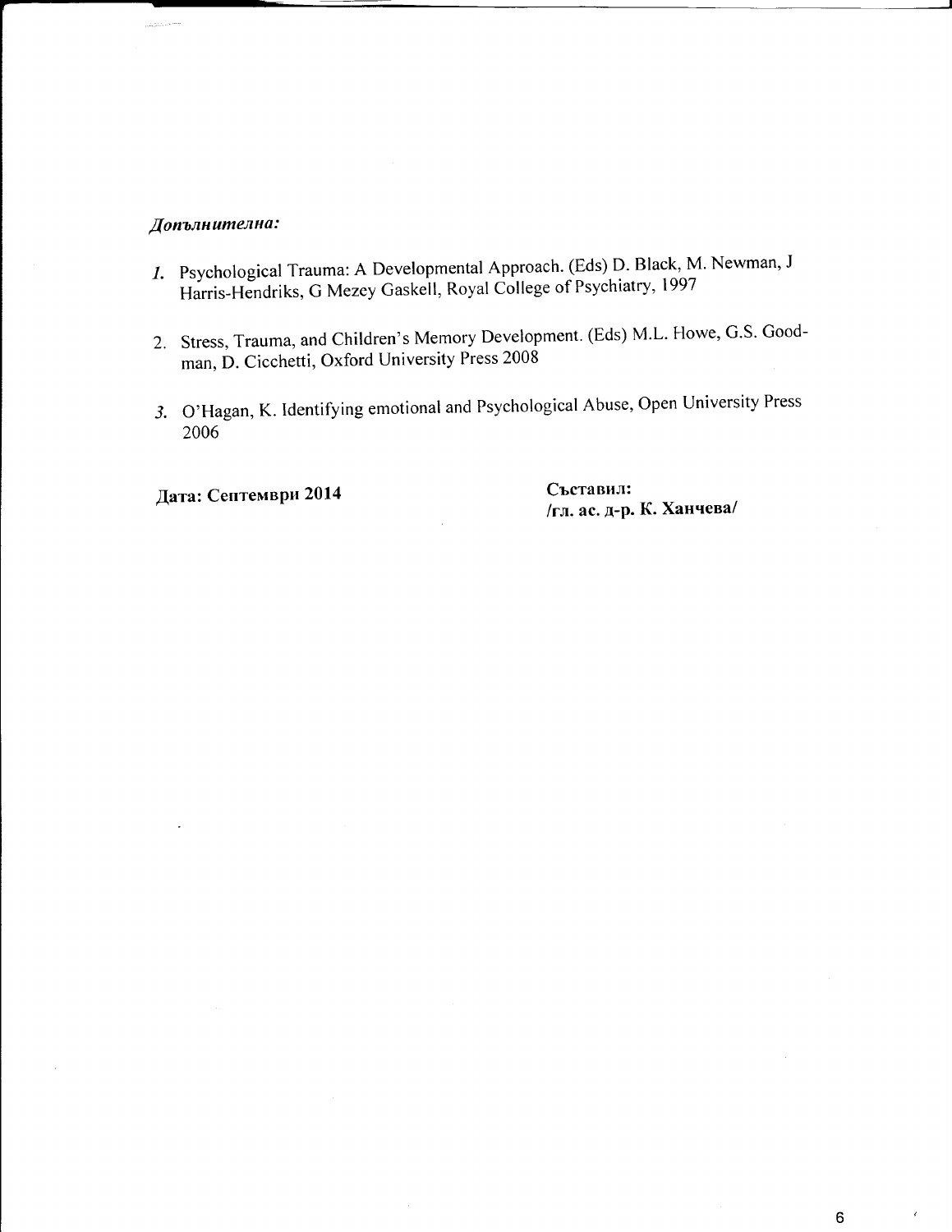*Допълнителна:*

1. Psychological Trauma: A Developmental Approach. (Eds) D. Black, M. Newman, J Harris-Hendriks, G Mezey Gaskell, Royal College of Psychiatry, 1997
2. Stress, Trauma, and Children's Memory Development. (Eds) M.L. Howe, G.S. Goodman, D. Cicchetti, Oxford University Press 2008
3. O'Hagan, K. Identifying emotional and Psychological Abuse, Open University Press 2006

**Дата: Септември 2014**

**Съставил:**
**/гл. ас. д-р. К. Ханчева/**